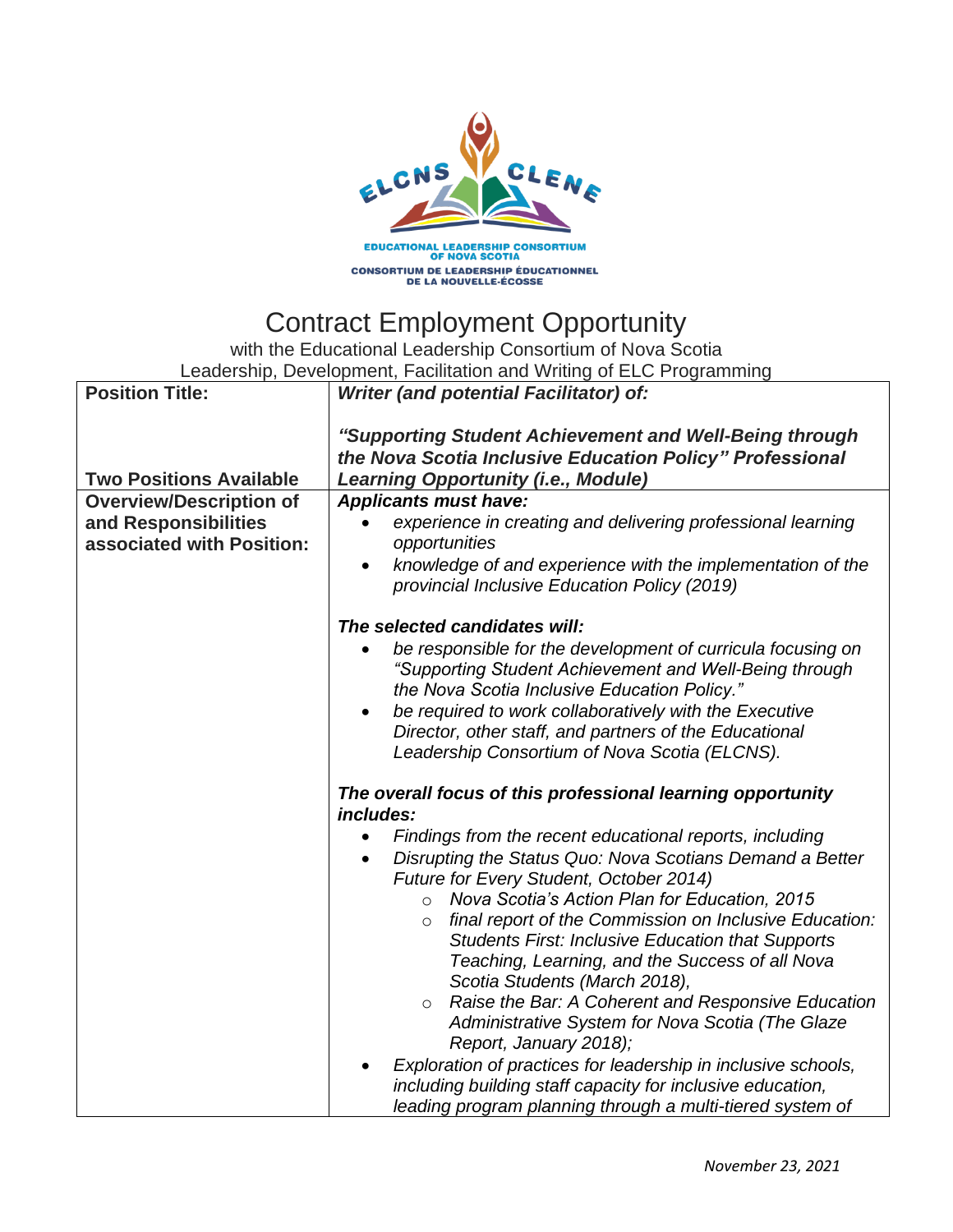EDUCATIONAL LEADERSHIP CONSORTIUM OF NOVA SCOTIA

CONSORTIUM DE LEADERSHIP ÉDUCATIONNEL DE LA NOUVELLE-ÉCOSSE

# Contract Employment Opportunity

with the Educational Leadership Consortium of Nova Scotia
Leadership, Development, Facilitation and Writing of ELC Programming

| **Position Title:**<br><br>**Two Positions Available** | ***Writer (and potential Facilitator) of:***<br><br>***"Supporting Student Achievement and Well-Being through the Nova Scotia Inclusive Education Policy" Professional Learning Opportunity (i.e., Module)*** |
|---|---|
| **Overview/Description of and Responsibilities associated with Position:** | ***Applicants must have:***<br>• *experience in creating and delivering professional learning opportunities*<br>• *knowledge of and experience with the implementation of the provincial Inclusive Education Policy (2019)*<br><br>***The selected candidates will:***<br>• *be responsible for the development of curricula focusing on "Supporting Student Achievement and Well-Being through the Nova Scotia Inclusive Education Policy."*<br>• *be required to work collaboratively with the Executive Director, other staff, and partners of the Educational Leadership Consortium of Nova Scotia (ELCNS).*<br><br>***The overall focus of this professional learning opportunity includes:***<br>• *Findings from the recent educational reports, including*<br>• *Disrupting the Status Quo: Nova Scotians Demand a Better Future for Every Student, October 2014)*<br>&nbsp;&nbsp;&nbsp;&nbsp;○ *Nova Scotia's Action Plan for Education, 2015*<br>&nbsp;&nbsp;&nbsp;&nbsp;○ *final report of the Commission on Inclusive Education: Students First: Inclusive Education that Supports Teaching, Learning, and the Success of all Nova Scotia Students (March 2018),*<br>&nbsp;&nbsp;&nbsp;&nbsp;○ *Raise the Bar: A Coherent and Responsive Education Administrative System for Nova Scotia (The Glaze Report, January 2018);*<br>• *Exploration of practices for leadership in inclusive schools, including building staff capacity for inclusive education, leading program planning through a multi-tiered system of* |

*November 23, 2021*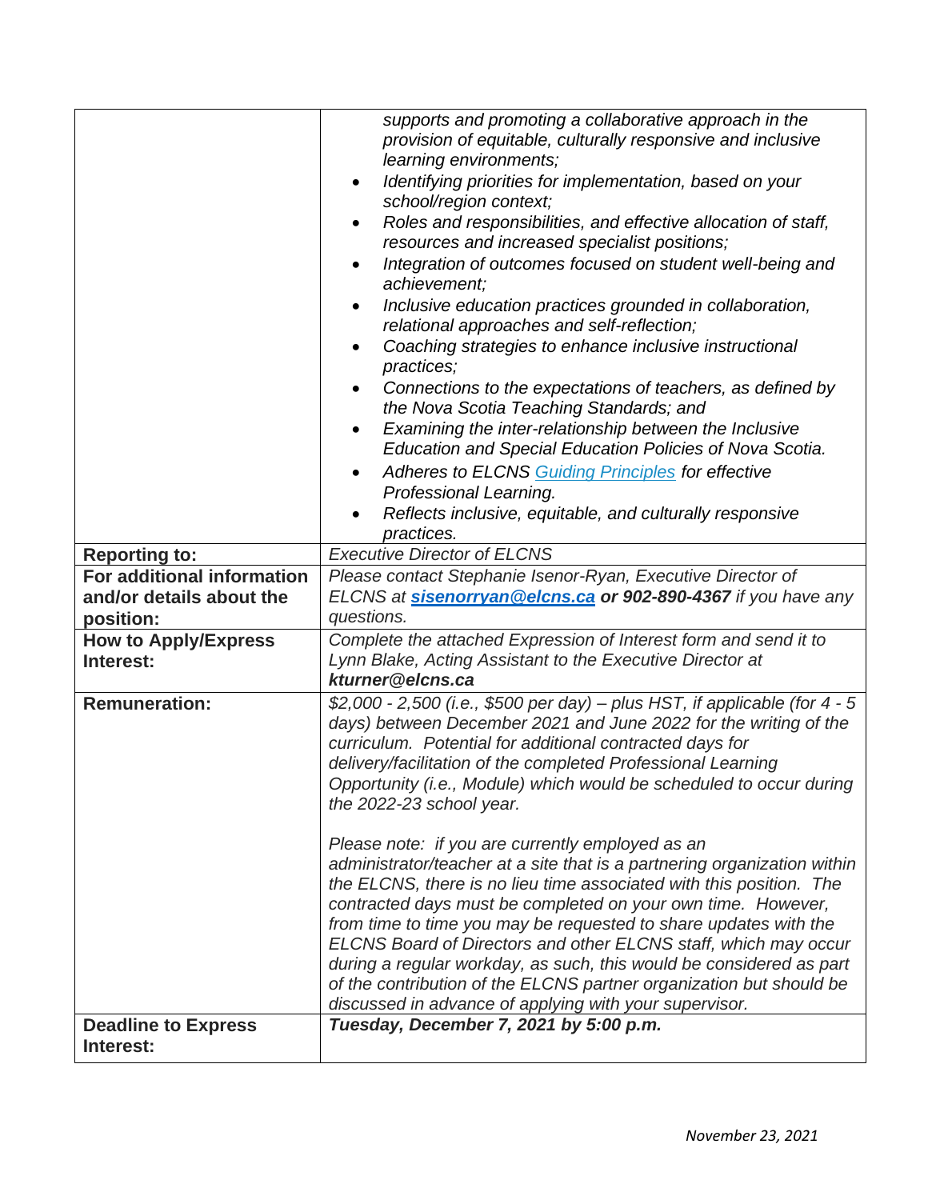| | |
|---|---|
| | *supports and promoting a collaborative approach in the provision of equitable, culturally responsive and inclusive learning environments;*<br>• *Identifying priorities for implementation, based on your school/region context;*<br>• *Roles and responsibilities, and effective allocation of staff, resources and increased specialist positions;*<br>• *Integration of outcomes focused on student well-being and achievement;*<br>• *Inclusive education practices grounded in collaboration, relational approaches and self-reflection;*<br>• *Coaching strategies to enhance inclusive instructional practices;*<br>• *Connections to the expectations of teachers, as defined by the Nova Scotia Teaching Standards; and*<br>• *Examining the inter-relationship between the Inclusive Education and Special Education Policies of Nova Scotia.*<br>• *Adheres to ELCNS Guiding Principles for effective Professional Learning.*<br>• *Reflects inclusive, equitable, and culturally responsive practices.* |
| **Reporting to:** | *Executive Director of ELCNS* |
| **For additional information and/or details about the position:** | *Please contact Stephanie Isenor-Ryan, Executive Director of ELCNS at **sisenorryan@elcns.ca** **or 902-890-4367** if you have any questions.* |
| **How to Apply/Express Interest:** | *Complete the attached Expression of Interest form and send it to Lynn Blake, Acting Assistant to the Executive Director at **kturner@elcns.ca*** |
| **Remuneration:** | *$2,000 - 2,500 (i.e., $500 per day) – plus HST, if applicable (for 4 - 5 days) between December 2021 and June 2022 for the writing of the curriculum. Potential for additional contracted days for delivery/facilitation of the completed Professional Learning Opportunity (i.e., Module) which would be scheduled to occur during the 2022-23 school year.*<br><br>*Please note: if you are currently employed as an administrator/teacher at a site that is a partnering organization within the ELCNS, there is no lieu time associated with this position. The contracted days must be completed on your own time. However, from time to time you may be requested to share updates with the ELCNS Board of Directors and other ELCNS staff, which may occur during a regular workday, as such, this would be considered as part of the contribution of the ELCNS partner organization but should be discussed in advance of applying with your supervisor.* |
| **Deadline to Express Interest:** | ***Tuesday, December 7, 2021 by 5:00 p.m.*** |

*November 23, 2021*